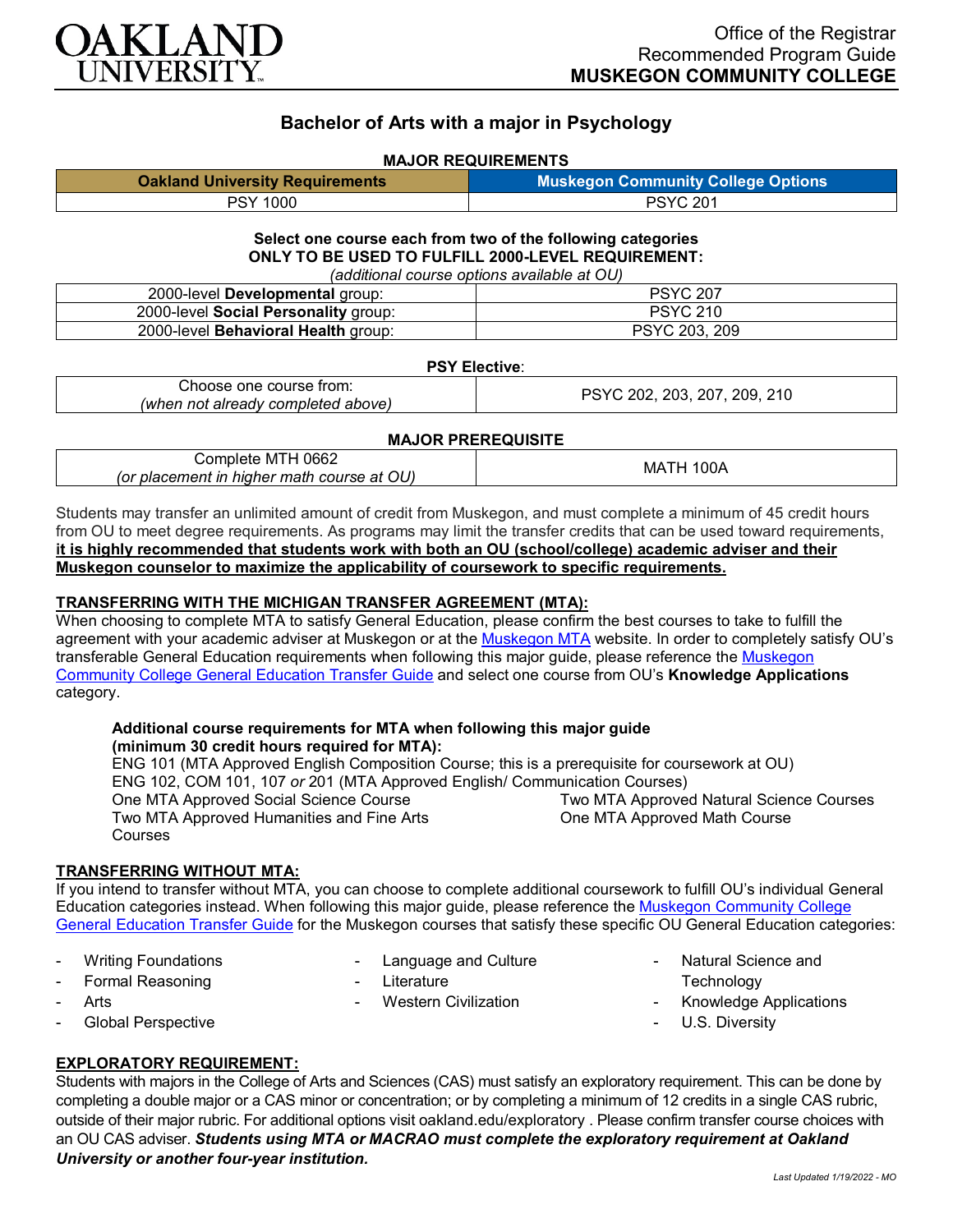Office of the Registrar
Recommended Program Guide
**MUSKEGON COMMUNITY COLLEGE**

# Bachelor of Arts with a major in Psychology

### MAJOR REQUIREMENTS

| Oakland University Requirements | Muskegon Community College Options |
|---|---|
| PSY 1000 | PSYC 201 |

**Select one course each from two of the following categories**
**ONLY TO BE USED TO FULFILL 2000-LEVEL REQUIREMENT:**
*(additional course options available at OU)*

| | |
|---|---|
| 2000-level **Developmental** group: | PSYC 207 |
| 2000-level **Social Personality** group: | PSYC 210 |
| 2000-level **Behavioral Health** group: | PSYC 203, 209 |

**PSY Elective**:

| | |
|---|---|
| Choose one course from: *(when not already completed above)* | PSYC 202, 203, 207, 209, 210 |

### MAJOR PREREQUISITE

| | |
|---|---|
| Complete MTH 0662 *(or placement in higher math course at OU)* | MATH 100A |

Students may transfer an unlimited amount of credit from Muskegon, and must complete a minimum of 45 credit hours from OU to meet degree requirements. As programs may limit the transfer credits that can be used toward requirements, **it is highly recommended that students work with both an OU (school/college) academic adviser and their Muskegon counselor to maximize the applicability of coursework to specific requirements.**

### TRANSFERRING WITH THE MICHIGAN TRANSFER AGREEMENT (MTA):

When choosing to complete MTA to satisfy General Education, please confirm the best courses to take to fulfill the agreement with your academic adviser at Muskegon or at the Muskegon MTA website. In order to completely satisfy OU's transferable General Education requirements when following this major guide, please reference the Muskegon Community College General Education Transfer Guide and select one course from OU's **Knowledge Applications** category.

**Additional course requirements for MTA when following this major guide (minimum 30 credit hours required for MTA):**

ENG 101 (MTA Approved English Composition Course; this is a prerequisite for coursework at OU)
ENG 102, COM 101, 107 *or* 201 (MTA Approved English/ Communication Courses)
One MTA Approved Social Science Course
Two MTA Approved Humanities and Fine Arts Courses
Two MTA Approved Natural Science Courses
One MTA Approved Math Course

### TRANSFERRING WITHOUT MTA:

If you intend to transfer without MTA, you can choose to complete additional coursework to fulfill OU's individual General Education categories instead. When following this major guide, please reference the Muskegon Community College General Education Transfer Guide for the Muskegon courses that satisfy these specific OU General Education categories:

- Writing Foundations
- Formal Reasoning
- Arts
- Global Perspective
- Language and Culture
- Literature
- Western Civilization
- Natural Science and Technology
- Knowledge Applications
- U.S. Diversity

### EXPLORATORY REQUIREMENT:

Students with majors in the College of Arts and Sciences (CAS) must satisfy an exploratory requirement. This can be done by completing a double major or a CAS minor or concentration; or by completing a minimum of 12 credits in a single CAS rubric, outside of their major rubric. For additional options visit oakland.edu/exploratory . Please confirm transfer course choices with an OU CAS adviser. ***Students using MTA or MACRAO must complete the exploratory requirement at Oakland University or another four-year institution.***

*Last Updated 1/19/2022 - MO*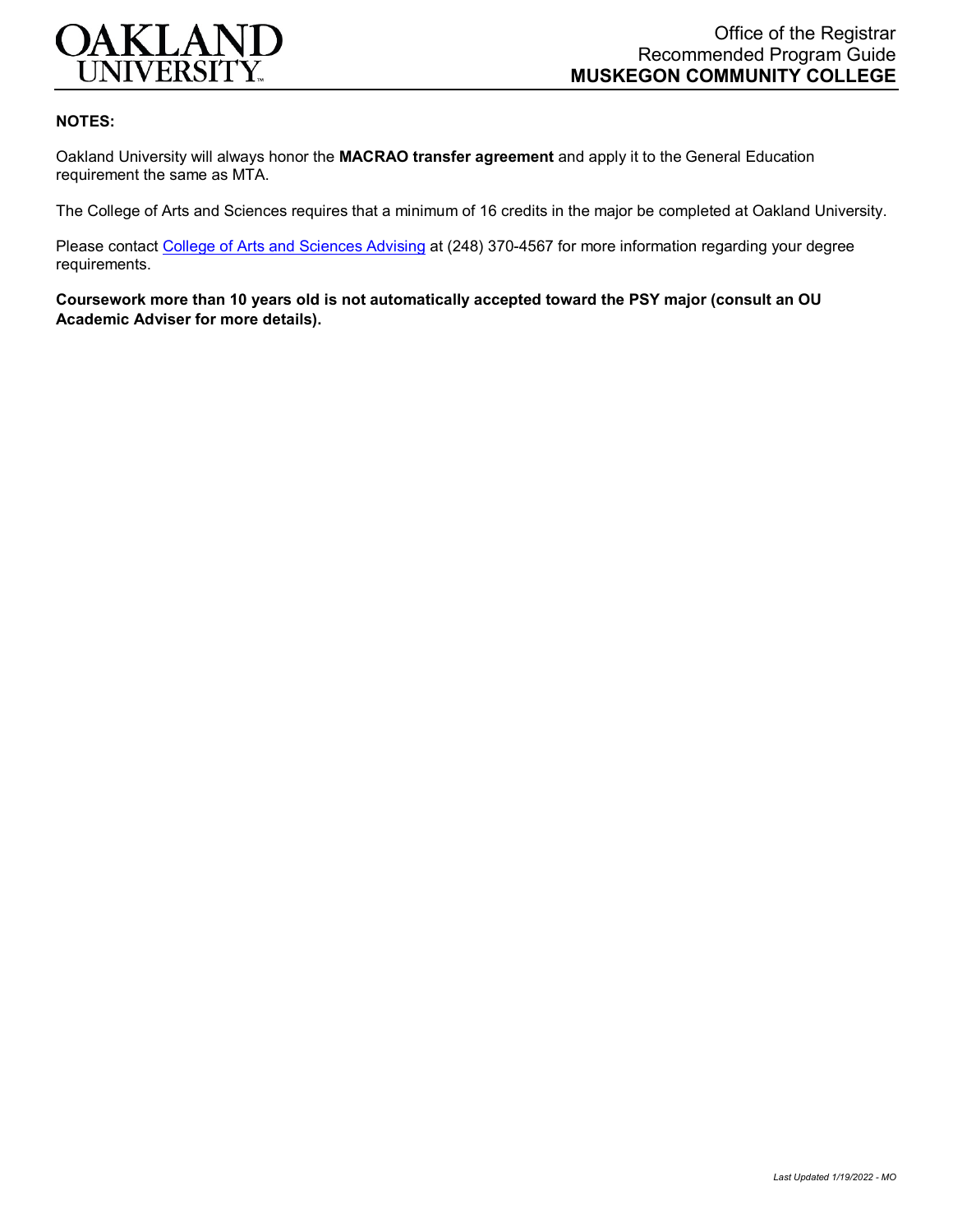**NOTES:**

Oakland University will always honor the **MACRAO transfer agreement** and apply it to the General Education requirement the same as MTA.

The College of Arts and Sciences requires that a minimum of 16 credits in the major be completed at Oakland University.

Please contact College of Arts and Sciences Advising at (248) 370-4567 for more information regarding your degree requirements.

**Coursework more than 10 years old is not automatically accepted toward the PSY major (consult an OU Academic Adviser for more details).**